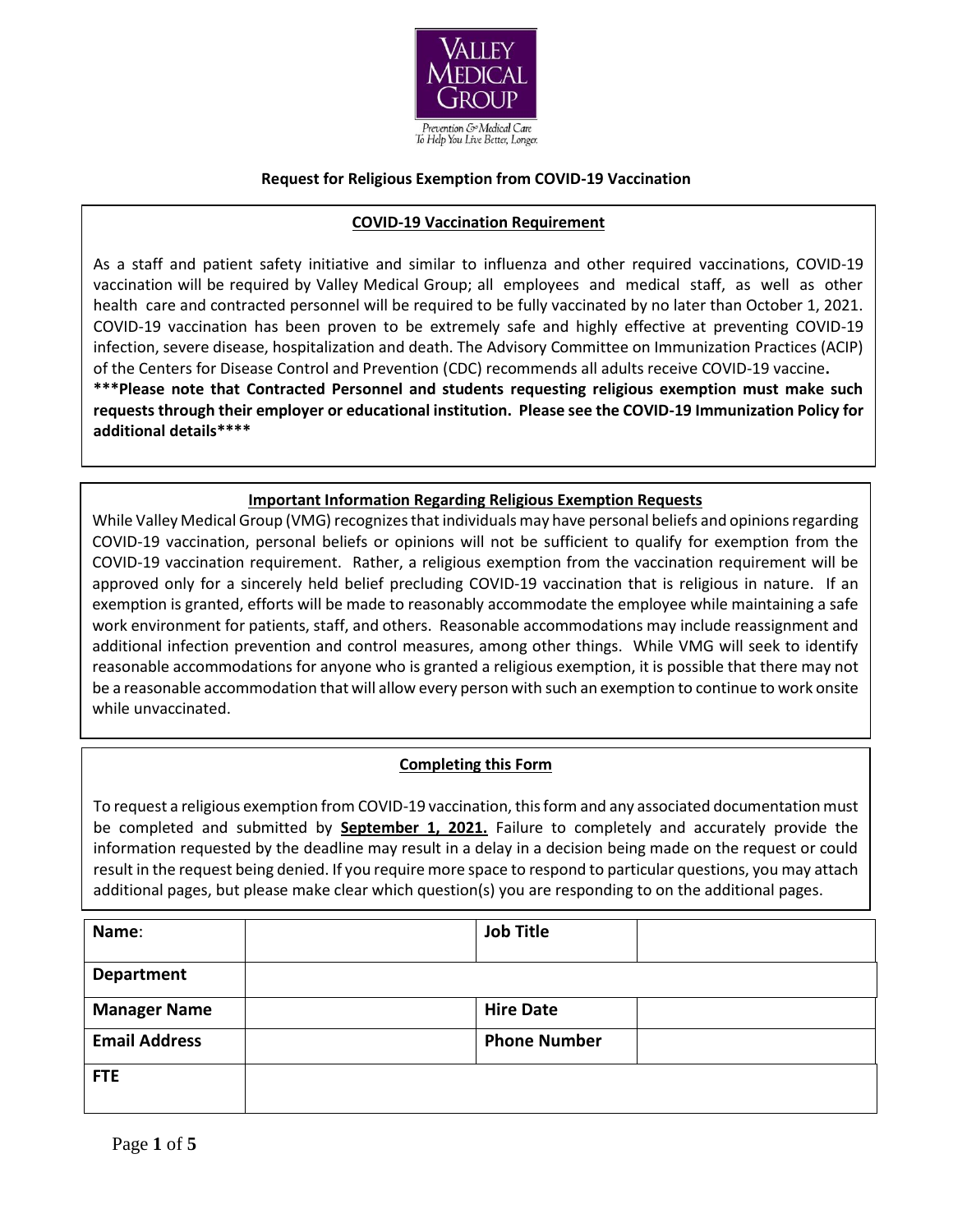VALLEY MEDICAL GROUP

Prevention & Medical Care To Help You Live Better, Longer.

## Request for Religious Exemption from COVID-19 Vaccination

### COVID-19 Vaccination Requirement

As a staff and patient safety initiative and similar to influenza and other required vaccinations, COVID-19 vaccination will be required by Valley Medical Group; all employees and medical staff, as well as other health care and contracted personnel will be required to be fully vaccinated by no later than October 1, 2021. COVID-19 vaccination has been proven to be extremely safe and highly effective at preventing COVID-19 infection, severe disease, hospitalization and death. The Advisory Committee on Immunization Practices (ACIP) of the Centers for Disease Control and Prevention (CDC) recommends all adults receive COVID-19 vaccine.

**\*\*\*Please note that Contracted Personnel and students requesting religious exemption must make such requests through their employer or educational institution. Please see the COVID-19 Immunization Policy for additional details\*\*\*\***

### Important Information Regarding Religious Exemption Requests

While Valley Medical Group (VMG) recognizes that individuals may have personal beliefs and opinions regarding COVID-19 vaccination, personal beliefs or opinions will not be sufficient to qualify for exemption from the COVID-19 vaccination requirement. Rather, a religious exemption from the vaccination requirement will be approved only for a sincerely held belief precluding COVID-19 vaccination that is religious in nature. If an exemption is granted, efforts will be made to reasonably accommodate the employee while maintaining a safe work environment for patients, staff, and others. Reasonable accommodations may include reassignment and additional infection prevention and control measures, among other things. While VMG will seek to identify reasonable accommodations for anyone who is granted a religious exemption, it is possible that there may not be a reasonable accommodation that will allow every person with such an exemption to continue to work onsite while unvaccinated.

### Completing this Form

To request a religious exemption from COVID-19 vaccination, this form and any associated documentation must be completed and submitted by **September 1, 2021.** Failure to completely and accurately provide the information requested by the deadline may result in a delay in a decision being made on the request or could result in the request being denied. If you require more space to respond to particular questions, you may attach additional pages, but please make clear which question(s) you are responding to on the additional pages.

| **Name**: | | **Job Title** | |
|---|---|---|---|
| **Department** | | | |
| **Manager Name** | | **Hire Date** | |
| **Email Address** | | **Phone Number** | |
| **FTE** | | | |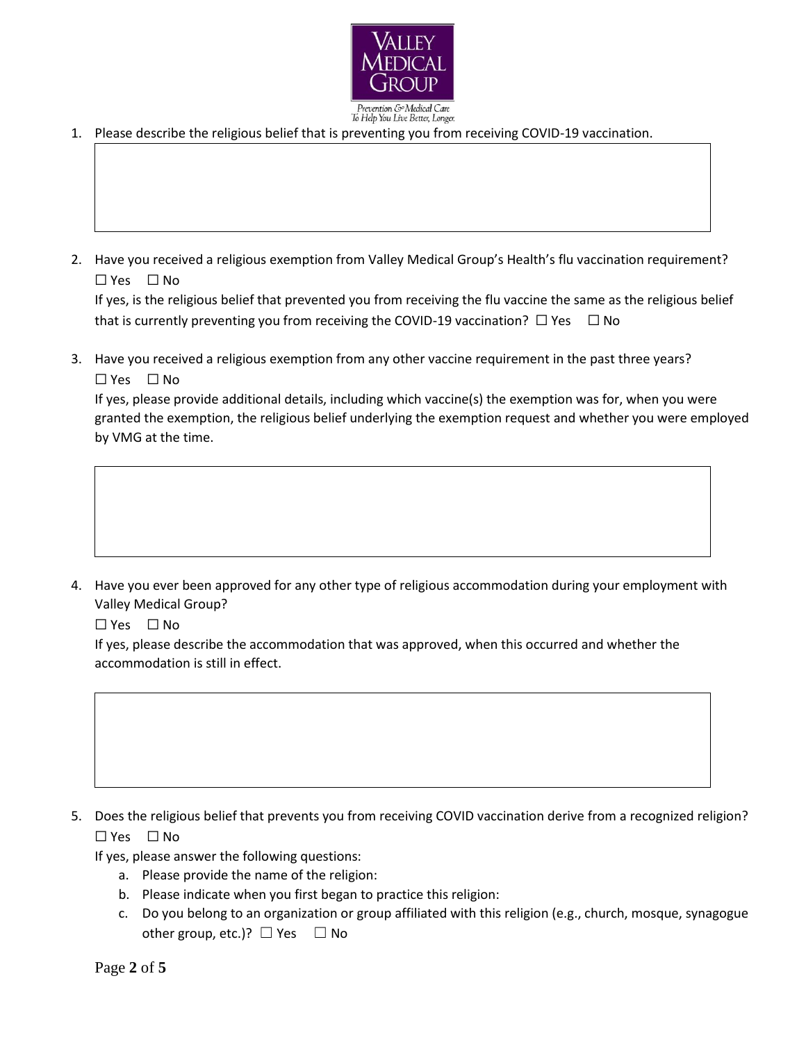1. Please describe the religious belief that is preventing you from receiving COVID-19 vaccination.

2. Have you received a religious exemption from Valley Medical Group's Health's flu vaccination requirement?
   ☐ Yes ☐ No
   If yes, is the religious belief that prevented you from receiving the flu vaccine the same as the religious belief that is currently preventing you from receiving the COVID-19 vaccination? ☐ Yes ☐ No

3. Have you received a religious exemption from any other vaccine requirement in the past three years?
   ☐ Yes ☐ No
   If yes, please provide additional details, including which vaccine(s) the exemption was for, when you were granted the exemption, the religious belief underlying the exemption request and whether you were employed by VMG at the time.

4. Have you ever been approved for any other type of religious accommodation during your employment with Valley Medical Group?
   ☐ Yes ☐ No
   If yes, please describe the accommodation that was approved, when this occurred and whether the accommodation is still in effect.

5. Does the religious belief that prevents you from receiving COVID vaccination derive from a recognized religion?
   ☐ Yes ☐ No
   If yes, please answer the following questions:
   a. Please provide the name of the religion:
   b. Please indicate when you first began to practice this religion:
   c. Do you belong to an organization or group affiliated with this religion (e.g., church, mosque, synagogue other group, etc.)? ☐ Yes ☐ No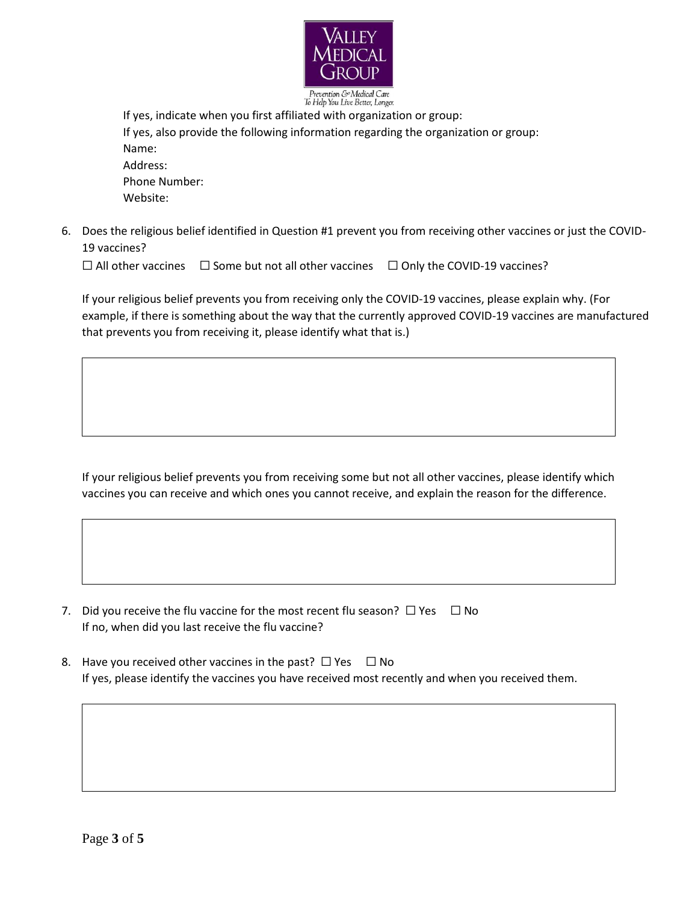If yes, indicate when you first affiliated with organization or group:

If yes, also provide the following information regarding the organization or group:

Name:

Address:

Phone Number:

Website:

6. Does the religious belief identified in Question #1 prevent you from receiving other vaccines or just the COVID-19 vaccines?

   ☐ All other vaccines ☐ Some but not all other vaccines ☐ Only the COVID-19 vaccines?

   If your religious belief prevents you from receiving only the COVID-19 vaccines, please explain why. (For example, if there is something about the way that the currently approved COVID-19 vaccines are manufactured that prevents you from receiving it, please identify what that is.)

   If your religious belief prevents you from receiving some but not all other vaccines, please identify which vaccines you can receive and which ones you cannot receive, and explain the reason for the difference.

7. Did you receive the flu vaccine for the most recent flu season? ☐ Yes ☐ No

   If no, when did you last receive the flu vaccine?

8. Have you received other vaccines in the past? ☐ Yes ☐ No

   If yes, please identify the vaccines you have received most recently and when you received them.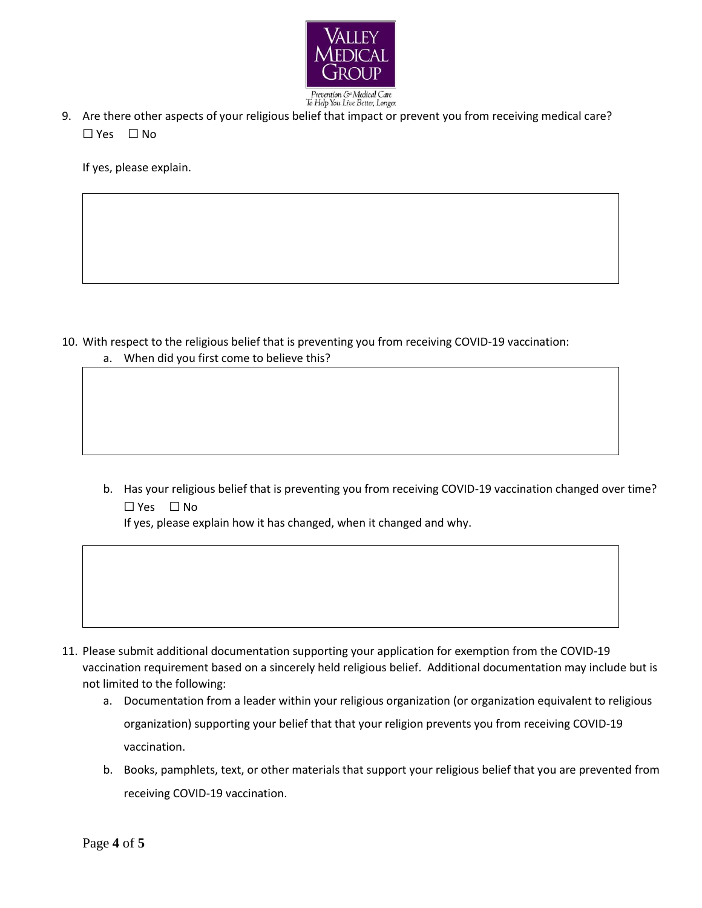9. Are there other aspects of your religious belief that impact or prevent you from receiving medical care?

   ☐ Yes ☐ No

   If yes, please explain.

10. With respect to the religious belief that is preventing you from receiving COVID-19 vaccination:
    a. When did you first come to believe this?

    b. Has your religious belief that is preventing you from receiving COVID-19 vaccination changed over time?

       ☐ Yes ☐ No

       If yes, please explain how it has changed, when it changed and why.

11. Please submit additional documentation supporting your application for exemption from the COVID-19 vaccination requirement based on a sincerely held religious belief. Additional documentation may include but is not limited to the following:
    a. Documentation from a leader within your religious organization (or organization equivalent to religious organization) supporting your belief that that your religion prevents you from receiving COVID-19 vaccination.
    b. Books, pamphlets, text, or other materials that support your religious belief that you are prevented from receiving COVID-19 vaccination.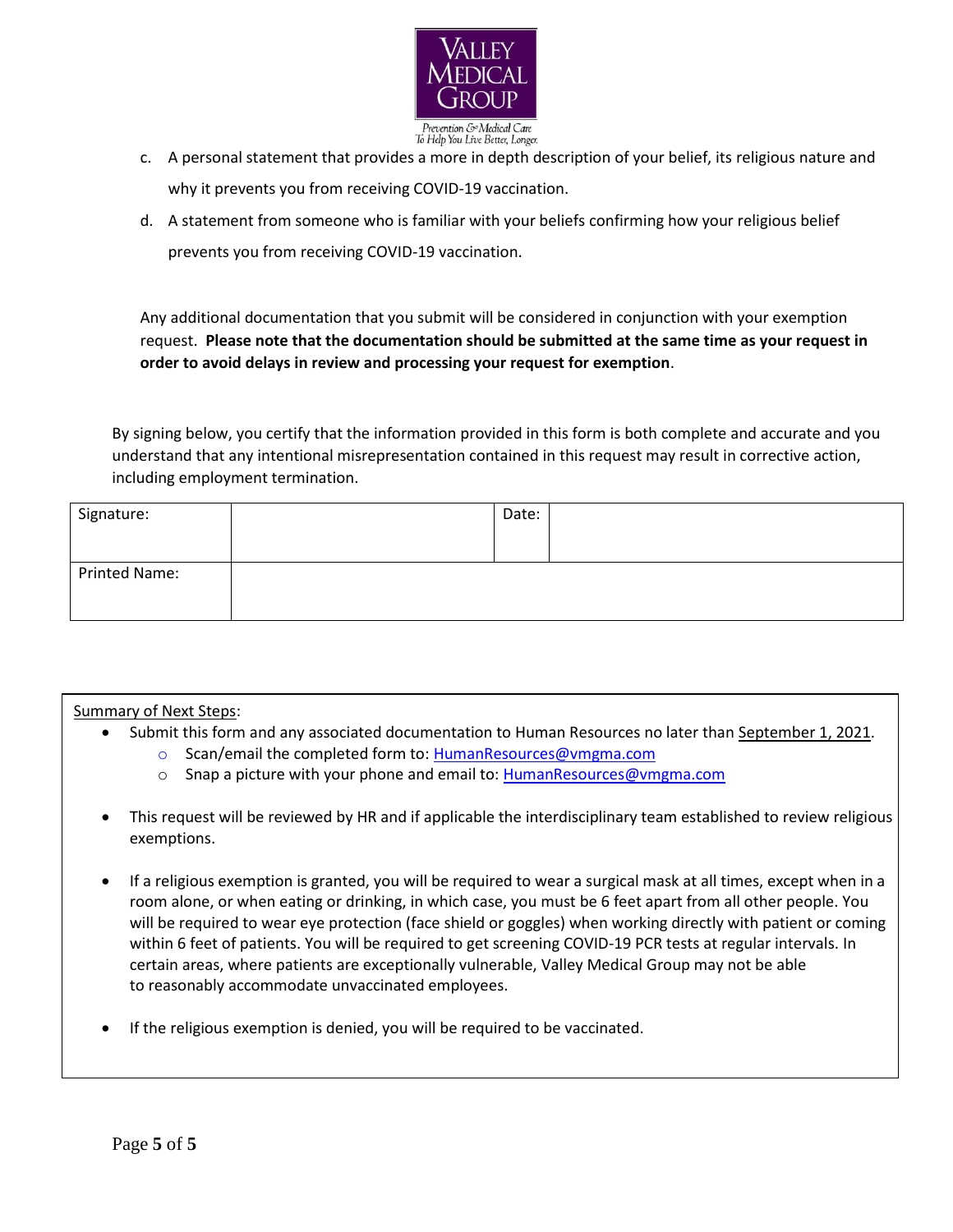c. A personal statement that provides a more in depth description of your belief, its religious nature and why it prevents you from receiving COVID-19 vaccination.

d. A statement from someone who is familiar with your beliefs confirming how your religious belief prevents you from receiving COVID-19 vaccination.

Any additional documentation that you submit will be considered in conjunction with your exemption request. **Please note that the documentation should be submitted at the same time as your request in order to avoid delays in review and processing your request for exemption**.

By signing below, you certify that the information provided in this form is both complete and accurate and you understand that any intentional misrepresentation contained in this request may result in corrective action, including employment termination.

| | | | |
|---|---|---|---|
| Signature: | | Date: | |
| Printed Name: | | | |

Summary of Next Steps:

- Submit this form and any associated documentation to Human Resources no later than September 1, 2021.
  - Scan/email the completed form to: HumanResources@vmgma.com
  - Snap a picture with your phone and email to: HumanResources@vmgma.com
- This request will be reviewed by HR and if applicable the interdisciplinary team established to review religious exemptions.
- If a religious exemption is granted, you will be required to wear a surgical mask at all times, except when in a room alone, or when eating or drinking, in which case, you must be 6 feet apart from all other people. You will be required to wear eye protection (face shield or goggles) when working directly with patient or coming within 6 feet of patients. You will be required to get screening COVID-19 PCR tests at regular intervals. In certain areas, where patients are exceptionally vulnerable, Valley Medical Group may not be able to reasonably accommodate unvaccinated employees.
- If the religious exemption is denied, you will be required to be vaccinated.